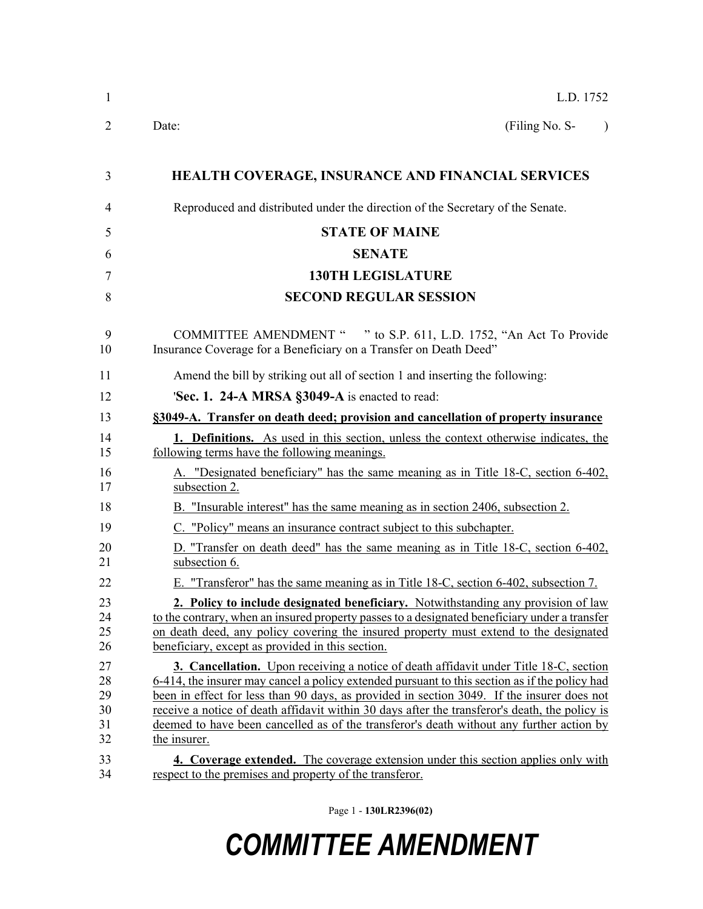L.D. 1752

Date: (Filing No. S- )

## HEALTH COVERAGE, INSURANCE AND FINANCIAL SERVICES

Reproduced and distributed under the direction of the Secretary of the Senate.

## STATE OF MAINE

## SENATE

## 130TH LEGISLATURE

## SECOND REGULAR SESSION

COMMITTEE AMENDMENT " " to S.P. 611, L.D. 1752, "An Act To Provide Insurance Coverage for a Beneficiary on a Transfer on Death Deed"

Amend the bill by striking out all of section 1 and inserting the following:

'**Sec. 1. 24-A MRSA §3049-A** is enacted to read:

**§3049-A. Transfer on death deed; provision and cancellation of property insurance**

**1. Definitions.** As used in this section, unless the context otherwise indicates, the following terms have the following meanings.

A. "Designated beneficiary" has the same meaning as in Title 18-C, section 6-402, subsection 2.

B. "Insurable interest" has the same meaning as in section 2406, subsection 2.

C. "Policy" means an insurance contract subject to this subchapter.

D. "Transfer on death deed" has the same meaning as in Title 18-C, section 6-402, subsection 6.

E. "Transferor" has the same meaning as in Title 18-C, section 6-402, subsection 7.

**2. Policy to include designated beneficiary.** Notwithstanding any provision of law to the contrary, when an insured property passes to a designated beneficiary under a transfer on death deed, any policy covering the insured property must extend to the designated beneficiary, except as provided in this section.

**3. Cancellation.** Upon receiving a notice of death affidavit under Title 18-C, section 6-414, the insurer may cancel a policy extended pursuant to this section as if the policy had been in effect for less than 90 days, as provided in section 3049. If the insurer does not receive a notice of death affidavit within 30 days after the transferor's death, the policy is deemed to have been cancelled as of the transferor's death without any further action by the insurer.

**4. Coverage extended.** The coverage extension under this section applies only with respect to the premises and property of the transferor.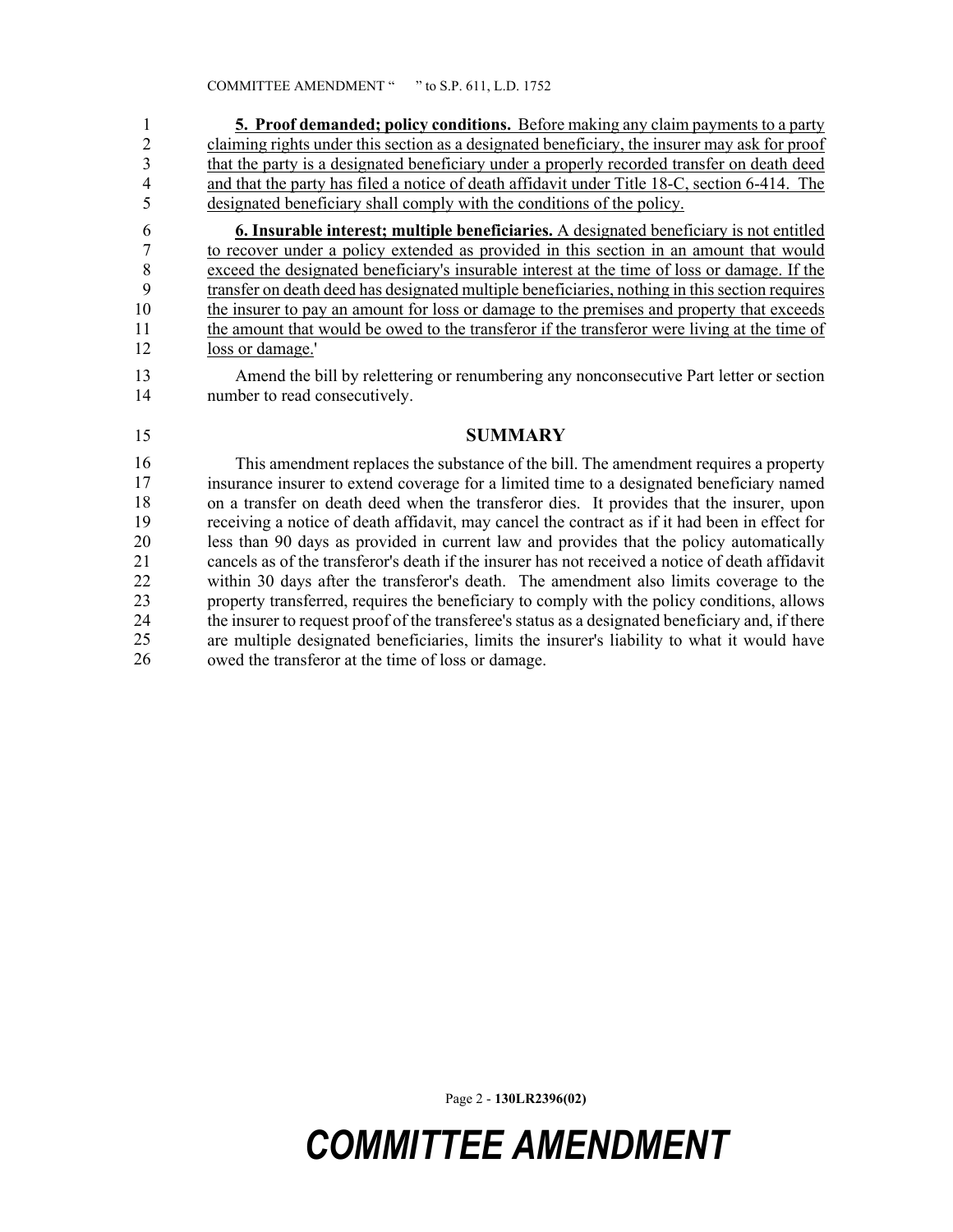**5. Proof demanded; policy conditions.** Before making any claim payments to a party claiming rights under this section as a designated beneficiary, the insurer may ask for proof that the party is a designated beneficiary under a properly recorded transfer on death deed and that the party has filed a notice of death affidavit under Title 18-C, section 6-414. The designated beneficiary shall comply with the conditions of the policy.

**6. Insurable interest; multiple beneficiaries.** A designated beneficiary is not entitled to recover under a policy extended as provided in this section in an amount that would exceed the designated beneficiary's insurable interest at the time of loss or damage. If the transfer on death deed has designated multiple beneficiaries, nothing in this section requires the insurer to pay an amount for loss or damage to the premises and property that exceeds the amount that would be owed to the transferor if the transferor were living at the time of loss or damage.'

Amend the bill by relettering or renumbering any nonconsecutive Part letter or section number to read consecutively.

## SUMMARY

This amendment replaces the substance of the bill. The amendment requires a property insurance insurer to extend coverage for a limited time to a designated beneficiary named on a transfer on death deed when the transferor dies. It provides that the insurer, upon receiving a notice of death affidavit, may cancel the contract as if it had been in effect for less than 90 days as provided in current law and provides that the policy automatically cancels as of the transferor's death if the insurer has not received a notice of death affidavit within 30 days after the transferor's death. The amendment also limits coverage to the property transferred, requires the beneficiary to comply with the policy conditions, allows the insurer to request proof of the transferee's status as a designated beneficiary and, if there are multiple designated beneficiaries, limits the insurer's liability to what it would have owed the transferor at the time of loss or damage.